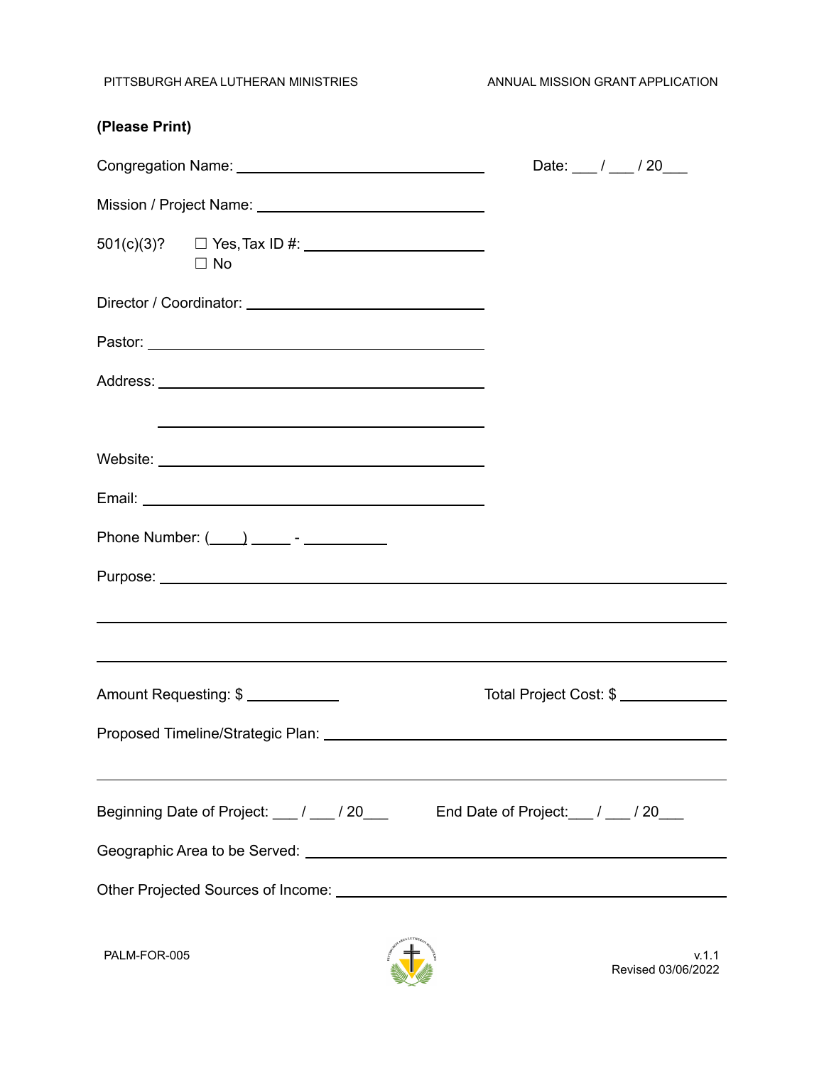PITTSBURGH AREA LUTHERAN MINISTRIES

ANNUAL MISSION GRANT APPLICATION

**(Please Print)**

Congregation Name: ______________________________ Date: ___ / ___ / 20___

Mission / Project Name: ______________________________

501(c)(3)? ☐ Yes, Tax ID #: ____________________
☐ No

Director / Coordinator: ______________________________

Pastor: ______________________________

Address: ______________________________

______________________________

Website: ______________________________

Email: ______________________________

Phone Number: (____) _____ - __________

Purpose: ____________________________________________________________

____________________________________________________________

____________________________________________________________

Amount Requesting: $ __________ Total Project Cost: $ ____________

Proposed Timeline/Strategic Plan: ____________________________________________

____________________________________________________________

Beginning Date of Project: ___ / ___ / 20___ End Date of Project: ___ / ___ / 20___

Geographic Area to be Served: ______________________________________

Other Projected Sources of Income: ______________________________________

PALM-FOR-005

v.1.1
Revised 03/06/2022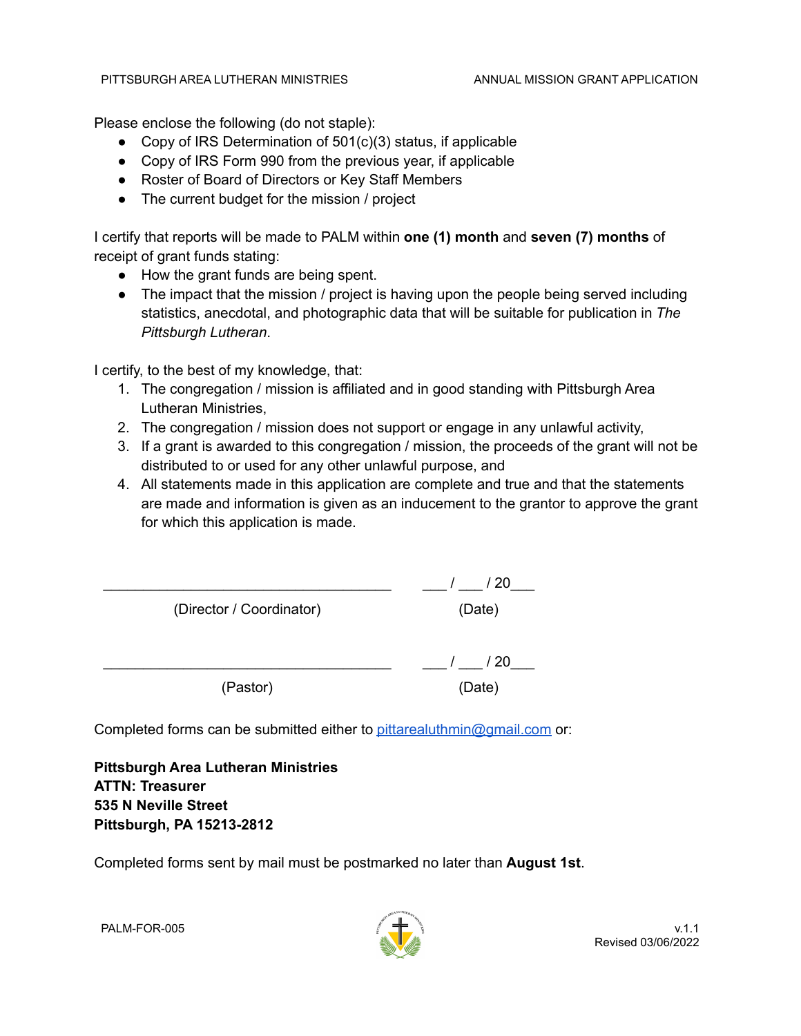Please enclose the following (do not staple):

- Copy of IRS Determination of 501(c)(3) status, if applicable
- Copy of IRS Form 990 from the previous year, if applicable
- Roster of Board of Directors or Key Staff Members
- The current budget for the mission / project

I certify that reports will be made to PALM within **one (1) month** and **seven (7) months** of receipt of grant funds stating:

- How the grant funds are being spent.
- The impact that the mission / project is having upon the people being served including statistics, anecdotal, and photographic data that will be suitable for publication in *The Pittsburgh Lutheran*.

I certify, to the best of my knowledge, that:

1. The congregation / mission is affiliated and in good standing with Pittsburgh Area Lutheran Ministries,
2. The congregation / mission does not support or engage in any unlawful activity,
3. If a grant is awarded to this congregation / mission, the proceeds of the grant will not be distributed to or used for any other unlawful purpose, and
4. All statements made in this application are complete and true and that the statements are made and information is given as an inducement to the grantor to approve the grant for which this application is made.

______________________________________ ___ / ___ / 20___

(Director / Coordinator) (Date)

______________________________________ ___ / ___ / 20___

(Pastor) (Date)

Completed forms can be submitted either to pittarealuthmin@gmail.com or:

**Pittsburgh Area Lutheran Ministries**
**ATTN: Treasurer**
**535 N Neville Street**
**Pittsburgh, PA 15213-2812**

Completed forms sent by mail must be postmarked no later than **August 1st**.

PALM-FOR-005 v.1.1 Revised 03/06/2022